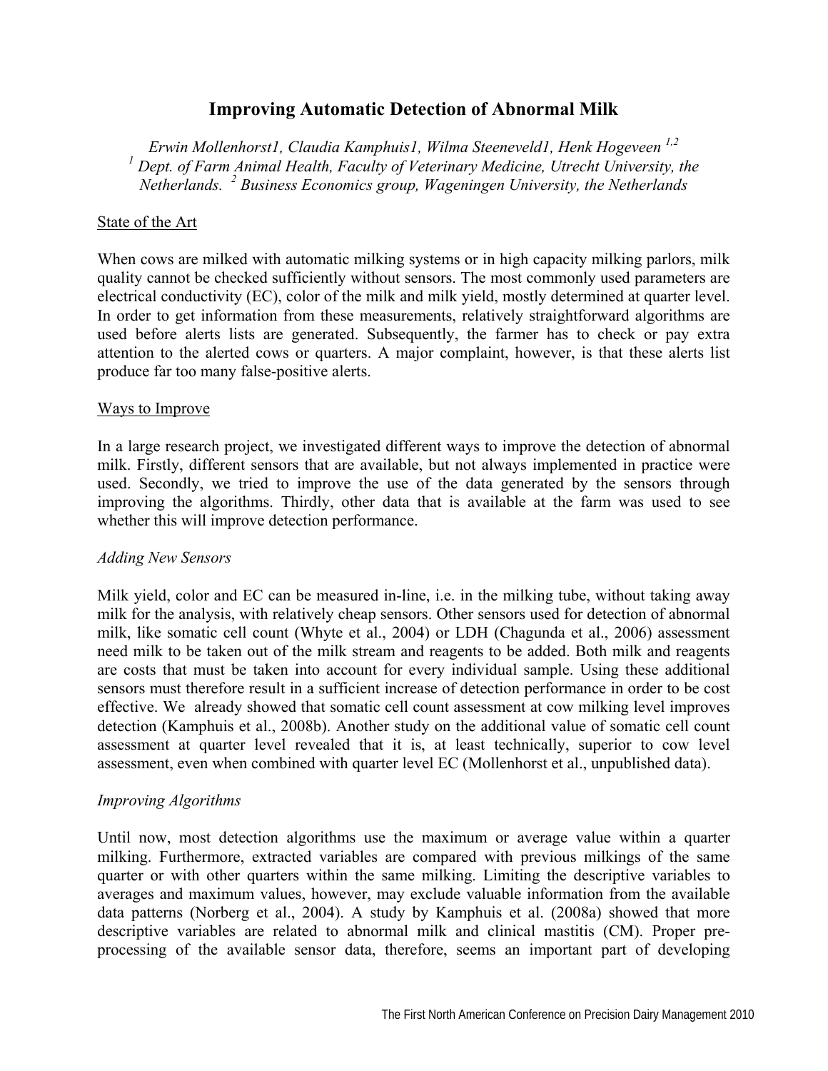# Improving Automatic Detection of Abnormal Milk

*Erwin Mollenhorst1, Claudia Kamphuis1, Wilma Steeneveld1, Henk Hogeveen [1,2]*
*[1] Dept. of Farm Animal Health, Faculty of Veterinary Medicine, Utrecht University, the Netherlands. [2] Business Economics group, Wageningen University, the Netherlands*

## State of the Art

When cows are milked with automatic milking systems or in high capacity milking parlors, milk quality cannot be checked sufficiently without sensors. The most commonly used parameters are electrical conductivity (EC), color of the milk and milk yield, mostly determined at quarter level. In order to get information from these measurements, relatively straightforward algorithms are used before alerts lists are generated. Subsequently, the farmer has to check or pay extra attention to the alerted cows or quarters. A major complaint, however, is that these alerts list produce far too many false-positive alerts.

## Ways to Improve

In a large research project, we investigated different ways to improve the detection of abnormal milk. Firstly, different sensors that are available, but not always implemented in practice were used. Secondly, we tried to improve the use of the data generated by the sensors through improving the algorithms. Thirdly, other data that is available at the farm was used to see whether this will improve detection performance.

### *Adding New Sensors*

Milk yield, color and EC can be measured in-line, i.e. in the milking tube, without taking away milk for the analysis, with relatively cheap sensors. Other sensors used for detection of abnormal milk, like somatic cell count (Whyte et al., 2004) or LDH (Chagunda et al., 2006) assessment need milk to be taken out of the milk stream and reagents to be added. Both milk and reagents are costs that must be taken into account for every individual sample. Using these additional sensors must therefore result in a sufficient increase of detection performance in order to be cost effective. We already showed that somatic cell count assessment at cow milking level improves detection (Kamphuis et al., 2008b). Another study on the additional value of somatic cell count assessment at quarter level revealed that it is, at least technically, superior to cow level assessment, even when combined with quarter level EC (Mollenhorst et al., unpublished data).

### *Improving Algorithms*

Until now, most detection algorithms use the maximum or average value within a quarter milking. Furthermore, extracted variables are compared with previous milkings of the same quarter or with other quarters within the same milking. Limiting the descriptive variables to averages and maximum values, however, may exclude valuable information from the available data patterns (Norberg et al., 2004). A study by Kamphuis et al. (2008a) showed that more descriptive variables are related to abnormal milk and clinical mastitis (CM). Proper pre-processing of the available sensor data, therefore, seems an important part of developing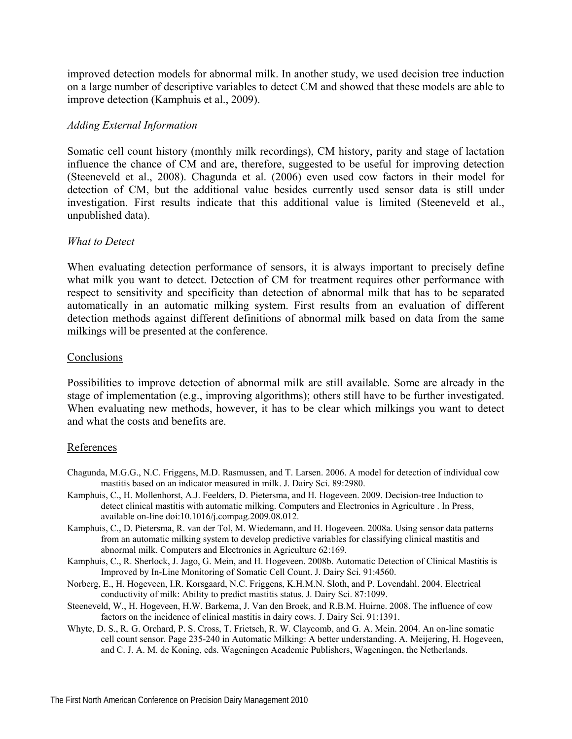improved detection models for abnormal milk. In another study, we used decision tree induction on a large number of descriptive variables to detect CM and showed that these models are able to improve detection (Kamphuis et al., 2009).

### *Adding External Information*

Somatic cell count history (monthly milk recordings), CM history, parity and stage of lactation influence the chance of CM and are, therefore, suggested to be useful for improving detection (Steeneveld et al., 2008). Chagunda et al. (2006) even used cow factors in their model for detection of CM, but the additional value besides currently used sensor data is still under investigation. First results indicate that this additional value is limited (Steeneveld et al., unpublished data).

### *What to Detect*

When evaluating detection performance of sensors, it is always important to precisely define what milk you want to detect. Detection of CM for treatment requires other performance with respect to sensitivity and specificity than detection of abnormal milk that has to be separated automatically in an automatic milking system. First results from an evaluation of different detection methods against different definitions of abnormal milk based on data from the same milkings will be presented at the conference.

## Conclusions

Possibilities to improve detection of abnormal milk are still available. Some are already in the stage of implementation (e.g., improving algorithms); others still have to be further investigated. When evaluating new methods, however, it has to be clear which milkings you want to detect and what the costs and benefits are.

## References

Chagunda, M.G.G., N.C. Friggens, M.D. Rasmussen, and T. Larsen. 2006. A model for detection of individual cow mastitis based on an indicator measured in milk. J. Dairy Sci. 89:2980.

Kamphuis, C., H. Mollenhorst, A.J. Feelders, D. Pietersma, and H. Hogeveen. 2009. Decision-tree Induction to detect clinical mastitis with automatic milking. Computers and Electronics in Agriculture . In Press, available on-line doi:10.1016/j.compag.2009.08.012.

Kamphuis, C., D. Pietersma, R. van der Tol, M. Wiedemann, and H. Hogeveen. 2008a. Using sensor data patterns from an automatic milking system to develop predictive variables for classifying clinical mastitis and abnormal milk. Computers and Electronics in Agriculture 62:169.

Kamphuis, C., R. Sherlock, J. Jago, G. Mein, and H. Hogeveen. 2008b. Automatic Detection of Clinical Mastitis is Improved by In-Line Monitoring of Somatic Cell Count. J. Dairy Sci. 91:4560.

Norberg, E., H. Hogeveen, I.R. Korsgaard, N.C. Friggens, K.H.M.N. Sloth, and P. Lovendahl. 2004. Electrical conductivity of milk: Ability to predict mastitis status. J. Dairy Sci. 87:1099.

Steeneveld, W., H. Hogeveen, H.W. Barkema, J. Van den Broek, and R.B.M. Huirne. 2008. The influence of cow factors on the incidence of clinical mastitis in dairy cows. J. Dairy Sci. 91:1391.

Whyte, D. S., R. G. Orchard, P. S. Cross, T. Frietsch, R. W. Claycomb, and G. A. Mein. 2004. An on-line somatic cell count sensor. Page 235-240 in Automatic Milking: A better understanding. A. Meijering, H. Hogeveen, and C. J. A. M. de Koning, eds. Wageningen Academic Publishers, Wageningen, the Netherlands.